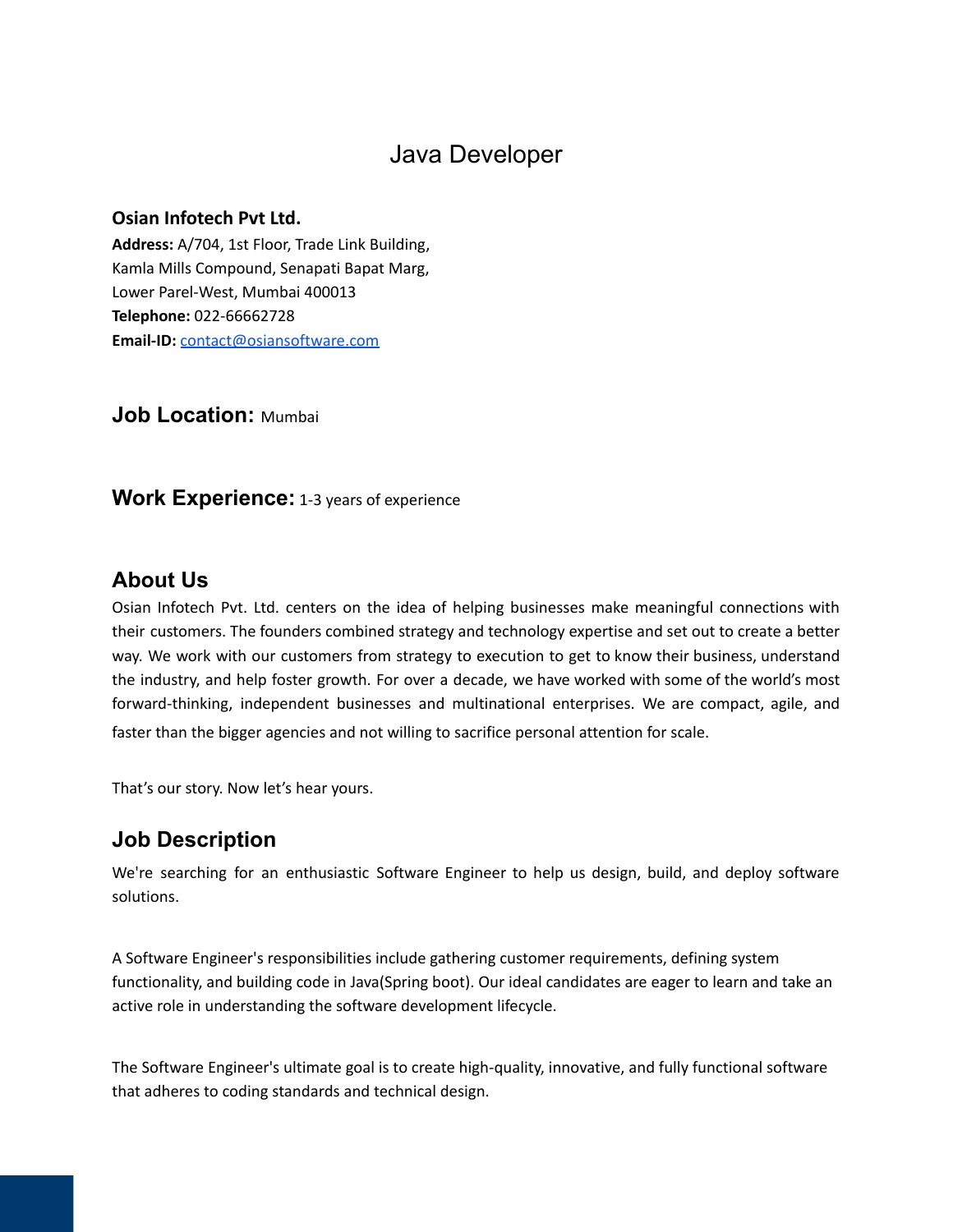# Java Developer

**Osian Infotech Pvt Ltd.**
**Address:** A/704, 1st Floor, Trade Link Building,
Kamla Mills Compound, Senapati Bapat Marg,
Lower Parel-West, Mumbai 400013
**Telephone:** 022-66662728
**Email-ID:** contact@osiansoftware.com

## Job Location: Mumbai

## Work Experience: 1-3 years of experience

## About Us

Osian Infotech Pvt. Ltd. centers on the idea of helping businesses make meaningful connections with their customers. The founders combined strategy and technology expertise and set out to create a better way. We work with our customers from strategy to execution to get to know their business, understand the industry, and help foster growth. For over a decade, we have worked with some of the world's most forward-thinking, independent businesses and multinational enterprises. We are compact, agile, and faster than the bigger agencies and not willing to sacrifice personal attention for scale.

That's our story. Now let's hear yours.

## Job Description

We're searching for an enthusiastic Software Engineer to help us design, build, and deploy software solutions.

A Software Engineer's responsibilities include gathering customer requirements, defining system functionality, and building code in Java(Spring boot). Our ideal candidates are eager to learn and take an active role in understanding the software development lifecycle.

The Software Engineer's ultimate goal is to create high-quality, innovative, and fully functional software that adheres to coding standards and technical design.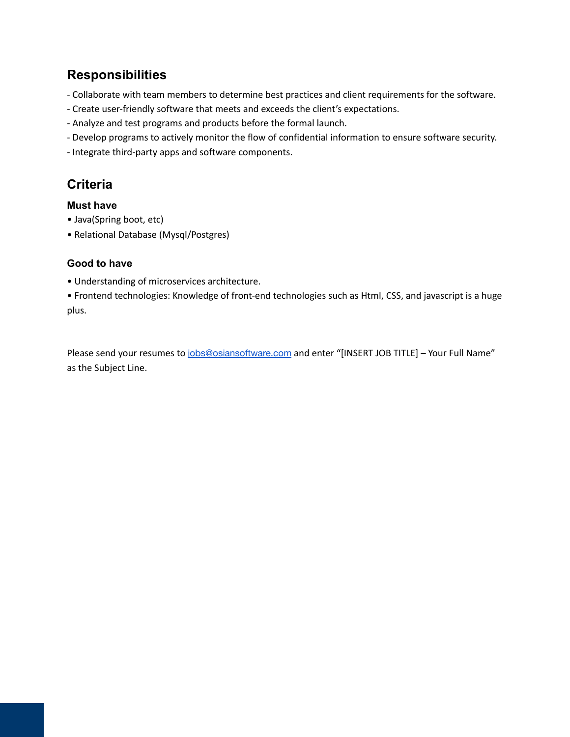## Responsibilities

- Collaborate with team members to determine best practices and client requirements for the software.
- Create user-friendly software that meets and exceeds the client's expectations.
- Analyze and test programs and products before the formal launch.
- Develop programs to actively monitor the flow of confidential information to ensure software security.
- Integrate third-party apps and software components.

## Criteria

### Must have

• Java(Spring boot, etc)

• Relational Database (Mysql/Postgres)

### Good to have

• Understanding of microservices architecture.

• Frontend technologies: Knowledge of front-end technologies such as Html, CSS, and javascript is a huge plus.

Please send your resumes to jobs@osiansoftware.com and enter "[INSERT JOB TITLE] – Your Full Name" as the Subject Line.